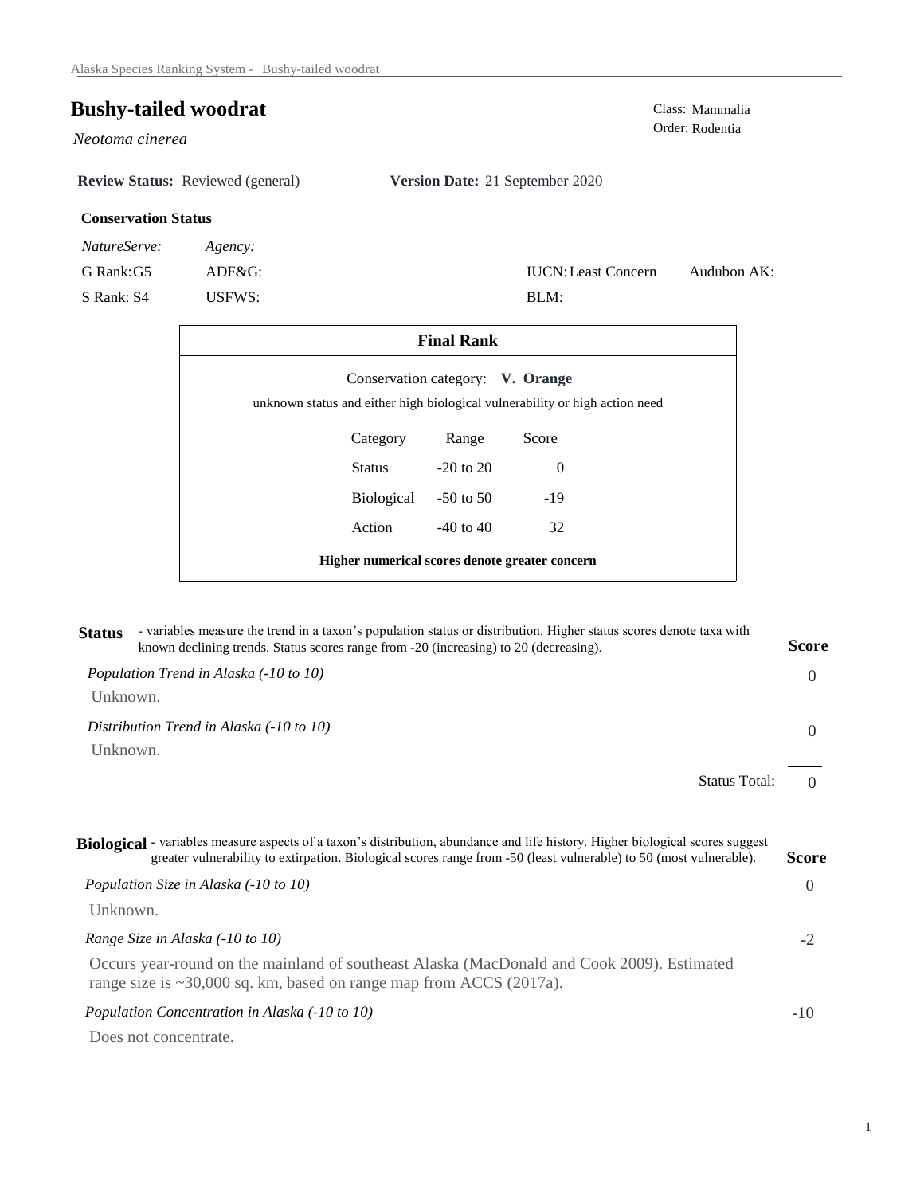# Bushy-tailed woodrat

*Neotoma cinerea*

Class: Mammalia
Order: Rodentia

**Review Status:** Reviewed (general) **Version Date:** 21 September 2020

### Conservation Status

| *NatureServe:* | *Agency:* | | |
|---|---|---|---|
| G Rank: G5 | ADF&G: | IUCN: Least Concern | Audubon AK: |
| S Rank: S4 | USFWS: | BLM: | |

### Final Rank

Conservation category: **V. Orange**

unknown status and either high biological vulnerability or high action need

| Category | Range | Score |
|---|---|---|
| Status | -20 to 20 | 0 |
| Biological | -50 to 50 | -19 |
| Action | -40 to 40 | 32 |

**Higher numerical scores denote greater concern**

## Status

- variables measure the trend in a taxon's population status or distribution. Higher status scores denote taxa with known declining trends. Status scores range from -20 (increasing) to 20 (decreasing).

| | Score |
|---|---|
| *Population Trend in Alaska (-10 to 10)* | 0 |
| Unknown. | |
| *Distribution Trend in Alaska (-10 to 10)* | 0 |
| Unknown. | |
| Status Total: | 0 |

## Biological

- variables measure aspects of a taxon's distribution, abundance and life history. Higher biological scores suggest greater vulnerability to extirpation. Biological scores range from -50 (least vulnerable) to 50 (most vulnerable).

| | Score |
|---|---|
| *Population Size in Alaska (-10 to 10)* | 0 |
| Unknown. | |
| *Range Size in Alaska (-10 to 10)* | -2 |
| Occurs year-round on the mainland of southeast Alaska (MacDonald and Cook 2009). Estimated range size is ~30,000 sq. km, based on range map from ACCS (2017a). | |
| *Population Concentration in Alaska (-10 to 10)* | -10 |
| Does not concentrate. | |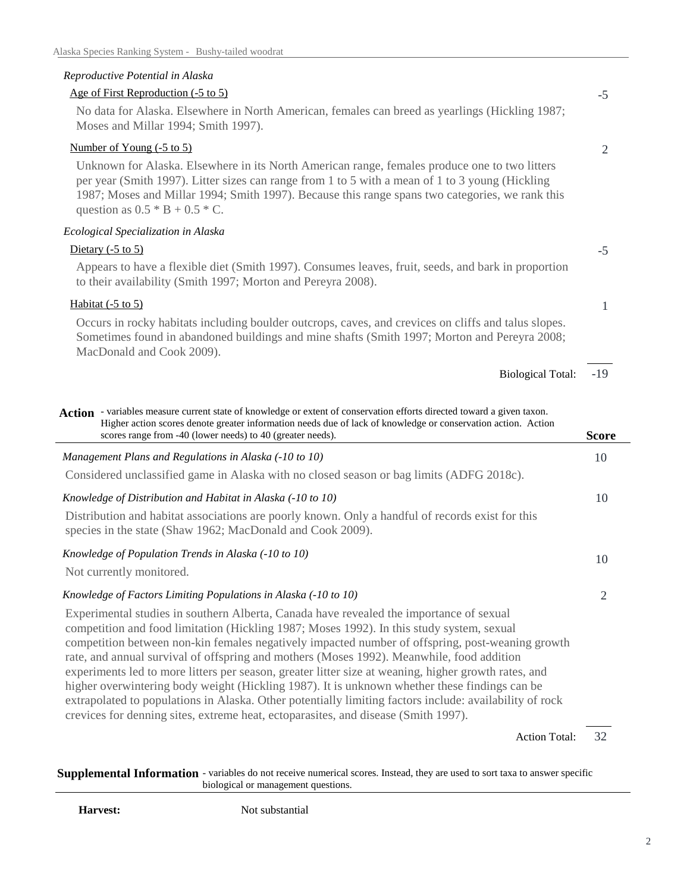*Reproductive Potential in Alaska*

Age of First Reproduction (-5 to 5) — **-5**

No data for Alaska. Elsewhere in North American, females can breed as yearlings (Hickling 1987; Moses and Millar 1994; Smith 1997).

Number of Young (-5 to 5) — **2**

Unknown for Alaska. Elsewhere in its North American range, females produce one to two litters per year (Smith 1997). Litter sizes can range from 1 to 5 with a mean of 1 to 3 young (Hickling 1987; Moses and Millar 1994; Smith 1997). Because this range spans two categories, we rank this question as 0.5 * B + 0.5 * C.

*Ecological Specialization in Alaska*

Dietary (-5 to 5) — **-5**

Appears to have a flexible diet (Smith 1997). Consumes leaves, fruit, seeds, and bark in proportion to their availability (Smith 1997; Morton and Pereyra 2008).

Habitat (-5 to 5) — **1**

Occurs in rocky habitats including boulder outcrops, caves, and crevices on cliffs and talus slopes. Sometimes found in abandoned buildings and mine shafts (Smith 1997; Morton and Pereyra 2008; MacDonald and Cook 2009).

Biological Total: **-19**

**Action** - variables measure current state of knowledge or extent of conservation efforts directed toward a given taxon. Higher action scores denote greater information needs due of lack of knowledge or conservation action. Action scores range from -40 (lower needs) to 40 (greater needs).

| | **Score** |
|---|---|
| *Management Plans and Regulations in Alaska (-10 to 10)* | 10 |

Considered unclassified game in Alaska with no closed season or bag limits (ADFG 2018c).

*Knowledge of Distribution and Habitat in Alaska (-10 to 10)* — **10**

Distribution and habitat associations are poorly known. Only a handful of records exist for this species in the state (Shaw 1962; MacDonald and Cook 2009).

*Knowledge of Population Trends in Alaska (-10 to 10)* — **10**

Not currently monitored.

*Knowledge of Factors Limiting Populations in Alaska (-10 to 10)* — **2**

Experimental studies in southern Alberta, Canada have revealed the importance of sexual competition and food limitation (Hickling 1987; Moses 1992). In this study system, sexual competition between non-kin females negatively impacted number of offspring, post-weaning growth rate, and annual survival of offspring and mothers (Moses 1992). Meanwhile, food addition experiments led to more litters per season, greater litter size at weaning, higher growth rates, and higher overwintering body weight (Hickling 1987). It is unknown whether these findings can be extrapolated to populations in Alaska. Other potentially limiting factors include: availability of rock crevices for denning sites, extreme heat, ectoparasites, and disease (Smith 1997).

Action Total: **32**

**Supplemental Information** - variables do not receive numerical scores. Instead, they are used to sort taxa to answer specific biological or management questions.

**Harvest:** Not substantial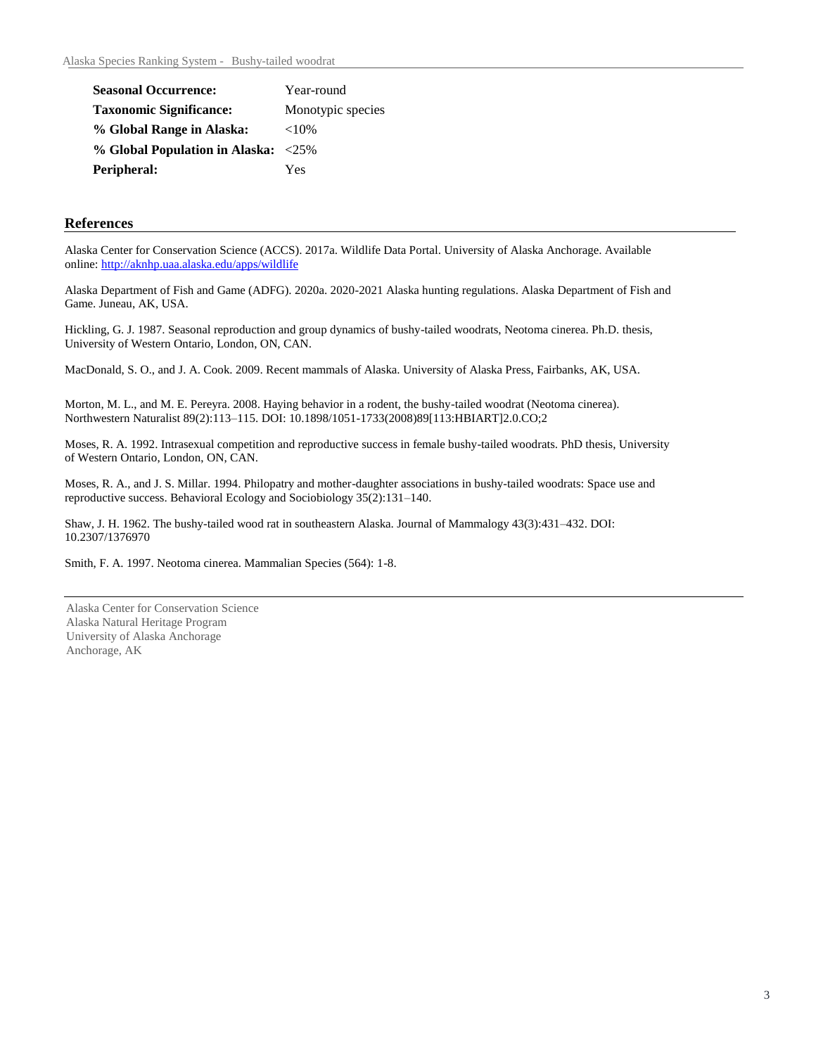**Seasonal Occurrence:** Year-round
**Taxonomic Significance:** Monotypic species
**% Global Range in Alaska:** <10%
**% Global Population in Alaska:** <25%
**Peripheral:** Yes

## References

Alaska Center for Conservation Science (ACCS). 2017a. Wildlife Data Portal. University of Alaska Anchorage. Available online: http://aknhp.uaa.alaska.edu/apps/wildlife

Alaska Department of Fish and Game (ADFG). 2020a. 2020-2021 Alaska hunting regulations. Alaska Department of Fish and Game. Juneau, AK, USA.

Hickling, G. J. 1987. Seasonal reproduction and group dynamics of bushy-tailed woodrats, Neotoma cinerea. Ph.D. thesis, University of Western Ontario, London, ON, CAN.

MacDonald, S. O., and J. A. Cook. 2009. Recent mammals of Alaska. University of Alaska Press, Fairbanks, AK, USA.

Morton, M. L., and M. E. Pereyra. 2008. Haying behavior in a rodent, the bushy-tailed woodrat (Neotoma cinerea). Northwestern Naturalist 89(2):113–115. DOI: 10.1898/1051-1733(2008)89[113:HBIART]2.0.CO;2

Moses, R. A. 1992. Intrasexual competition and reproductive success in female bushy-tailed woodrats. PhD thesis, University of Western Ontario, London, ON, CAN.

Moses, R. A., and J. S. Millar. 1994. Philopatry and mother-daughter associations in bushy-tailed woodrats: Space use and reproductive success. Behavioral Ecology and Sociobiology 35(2):131–140.

Shaw, J. H. 1962. The bushy-tailed wood rat in southeastern Alaska. Journal of Mammalogy 43(3):431–432. DOI: 10.2307/1376970

Smith, F. A. 1997. Neotoma cinerea. Mammalian Species (564): 1-8.

Alaska Center for Conservation Science
Alaska Natural Heritage Program
University of Alaska Anchorage
Anchorage, AK